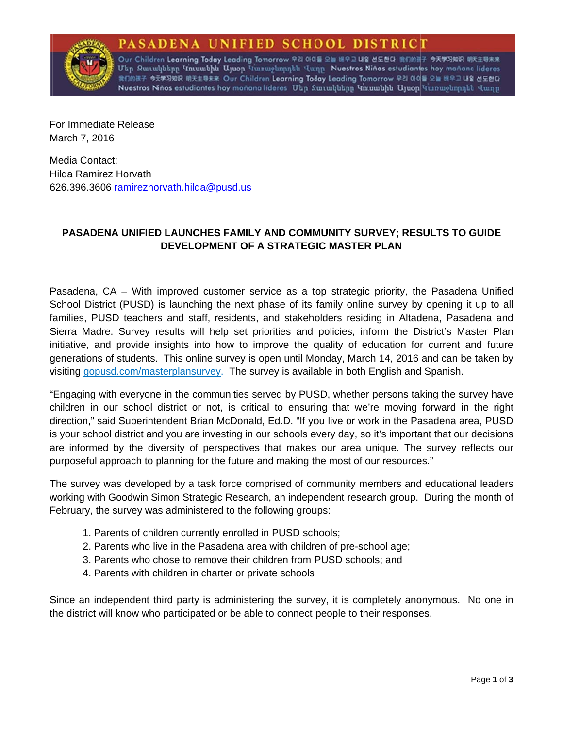# PASADENA UNIFIED SCHOOL DISTRICT

For Immediate Release
March 7, 2016

Media Contact:
Hilda Ramirez Horvath
626.396.3606 ramirezhorvath.hilda@pusd.us

## PASADENA UNIFIED LAUNCHES FAMILY AND COMMUNITY SURVEY; RESULTS TO GUIDE DEVELOPMENT OF A STRATEGIC MASTER PLAN

Pasadena, CA – With improved customer service as a top strategic priority, the Pasadena Unified School District (PUSD) is launching the next phase of its family online survey by opening it up to all families, PUSD teachers and staff, residents, and stakeholders residing in Altadena, Pasadena and Sierra Madre. Survey results will help set priorities and policies, inform the District's Master Plan initiative, and provide insights into how to improve the quality of education for current and future generations of students. This online survey is open until Monday, March 14, 2016 and can be taken by visiting gopusd.com/masterplansurvey. The survey is available in both English and Spanish.

"Engaging with everyone in the communities served by PUSD, whether persons taking the survey have children in our school district or not, is critical to ensuring that we're moving forward in the right direction," said Superintendent Brian McDonald, Ed.D. "If you live or work in the Pasadena area, PUSD is your school district and you are investing in our schools every day, so it's important that our decisions are informed by the diversity of perspectives that makes our area unique. The survey reflects our purposeful approach to planning for the future and making the most of our resources."

The survey was developed by a task force comprised of community members and educational leaders working with Goodwin Simon Strategic Research, an independent research group. During the month of February, the survey was administered to the following groups:

1. Parents of children currently enrolled in PUSD schools;
2. Parents who live in the Pasadena area with children of pre-school age;
3. Parents who chose to remove their children from PUSD schools; and
4. Parents with children in charter or private schools

Since an independent third party is administering the survey, it is completely anonymous. No one in the district will know who participated or be able to connect people to their responses.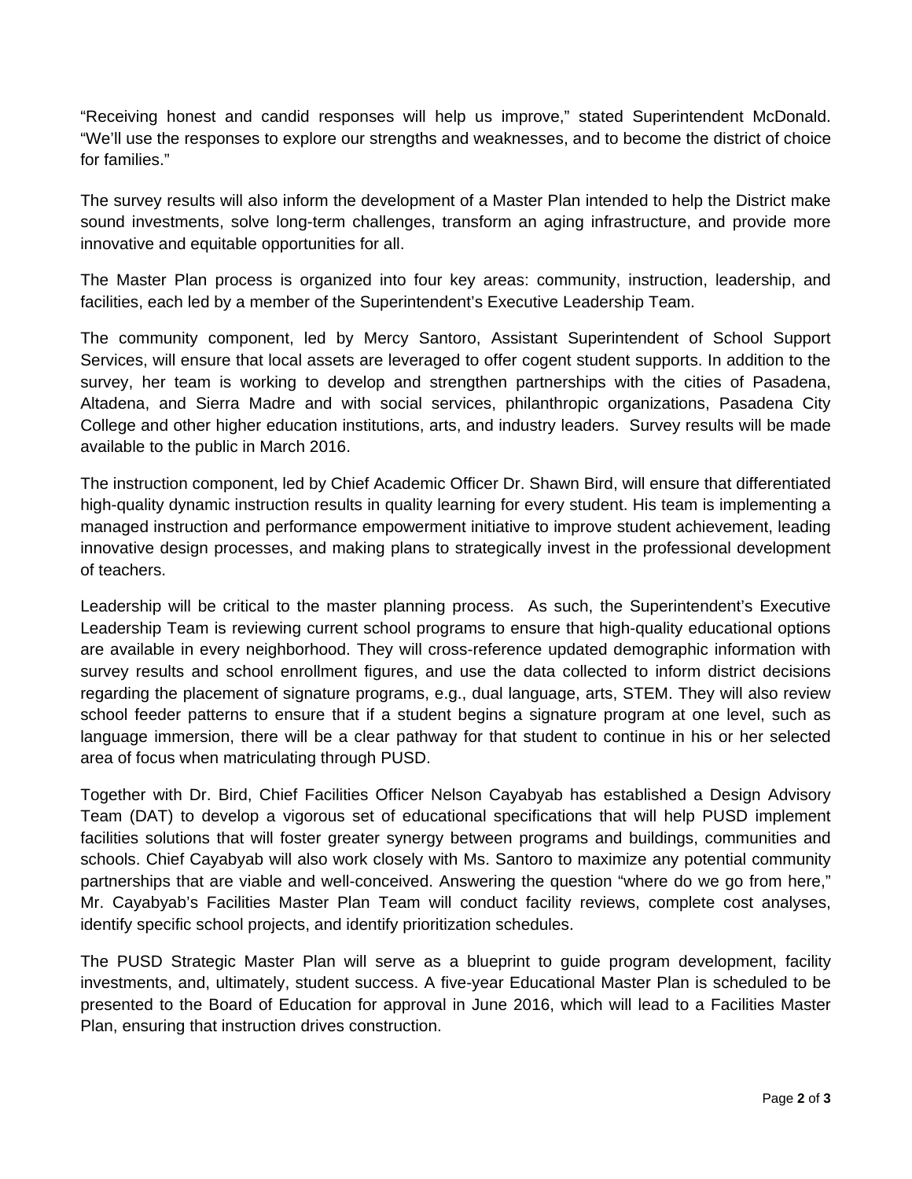“Receiving honest and candid responses will help us improve,” stated Superintendent McDonald. “We’ll use the responses to explore our strengths and weaknesses, and to become the district of choice for families.”

The survey results will also inform the development of a Master Plan intended to help the District make sound investments, solve long-term challenges, transform an aging infrastructure, and provide more innovative and equitable opportunities for all.

The Master Plan process is organized into four key areas: community, instruction, leadership, and facilities, each led by a member of the Superintendent’s Executive Leadership Team.

The community component, led by Mercy Santoro, Assistant Superintendent of School Support Services, will ensure that local assets are leveraged to offer cogent student supports. In addition to the survey, her team is working to develop and strengthen partnerships with the cities of Pasadena, Altadena, and Sierra Madre and with social services, philanthropic organizations, Pasadena City College and other higher education institutions, arts, and industry leaders. Survey results will be made available to the public in March 2016.

The instruction component, led by Chief Academic Officer Dr. Shawn Bird, will ensure that differentiated high-quality dynamic instruction results in quality learning for every student. His team is implementing a managed instruction and performance empowerment initiative to improve student achievement, leading innovative design processes, and making plans to strategically invest in the professional development of teachers.

Leadership will be critical to the master planning process. As such, the Superintendent’s Executive Leadership Team is reviewing current school programs to ensure that high-quality educational options are available in every neighborhood. They will cross-reference updated demographic information with survey results and school enrollment figures, and use the data collected to inform district decisions regarding the placement of signature programs, e.g., dual language, arts, STEM. They will also review school feeder patterns to ensure that if a student begins a signature program at one level, such as language immersion, there will be a clear pathway for that student to continue in his or her selected area of focus when matriculating through PUSD.

Together with Dr. Bird, Chief Facilities Officer Nelson Cayabyab has established a Design Advisory Team (DAT) to develop a vigorous set of educational specifications that will help PUSD implement facilities solutions that will foster greater synergy between programs and buildings, communities and schools. Chief Cayabyab will also work closely with Ms. Santoro to maximize any potential community partnerships that are viable and well-conceived. Answering the question “where do we go from here,” Mr. Cayabyab’s Facilities Master Plan Team will conduct facility reviews, complete cost analyses, identify specific school projects, and identify prioritization schedules.

The PUSD Strategic Master Plan will serve as a blueprint to guide program development, facility investments, and, ultimately, student success. A five-year Educational Master Plan is scheduled to be presented to the Board of Education for approval in June 2016, which will lead to a Facilities Master Plan, ensuring that instruction drives construction.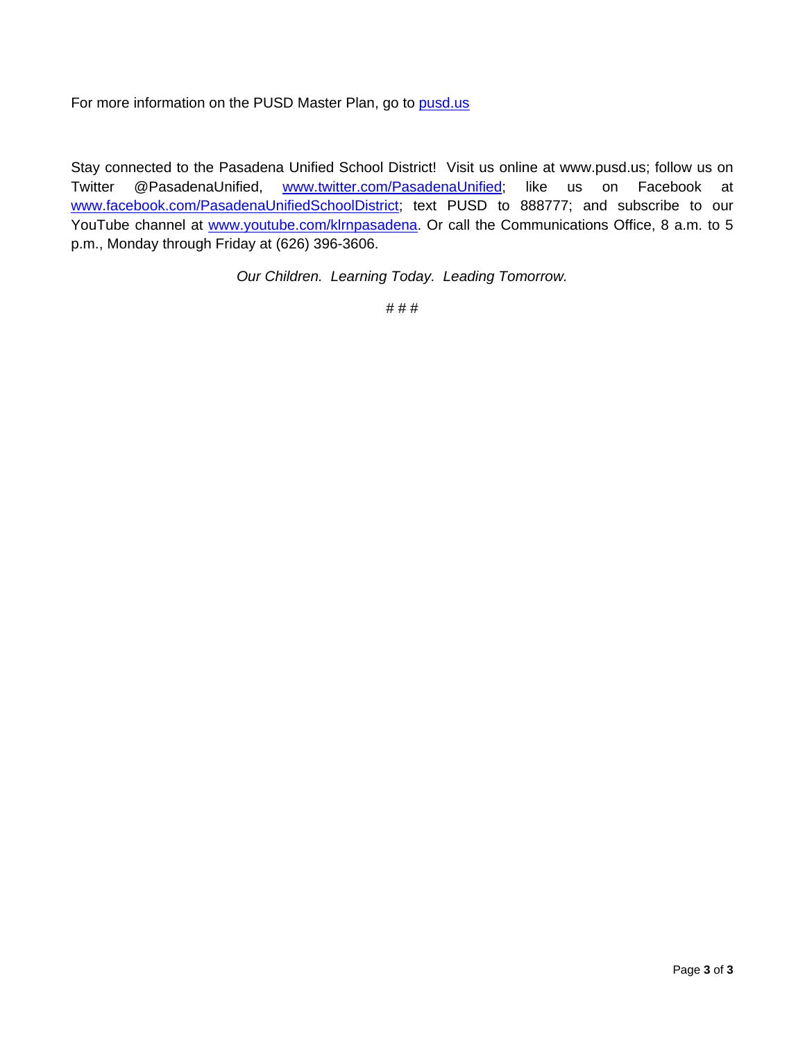For more information on the PUSD Master Plan, go to [pusd.us](pusd.us)

Stay connected to the Pasadena Unified School District! Visit us online at www.pusd.us; follow us on Twitter @PasadenaUnified, [www.twitter.com/PasadenaUnified](www.twitter.com/PasadenaUnified); like us on Facebook at [www.facebook.com/PasadenaUnifiedSchoolDistrict](www.facebook.com/PasadenaUnifiedSchoolDistrict); text PUSD to 888777; and subscribe to our YouTube channel at [www.youtube.com/klrnpasadena](www.youtube.com/klrnpasadena). Or call the Communications Office, 8 a.m. to 5 p.m., Monday through Friday at (626) 396-3606.

*Our Children. Learning Today. Leading Tomorrow.*

# # #